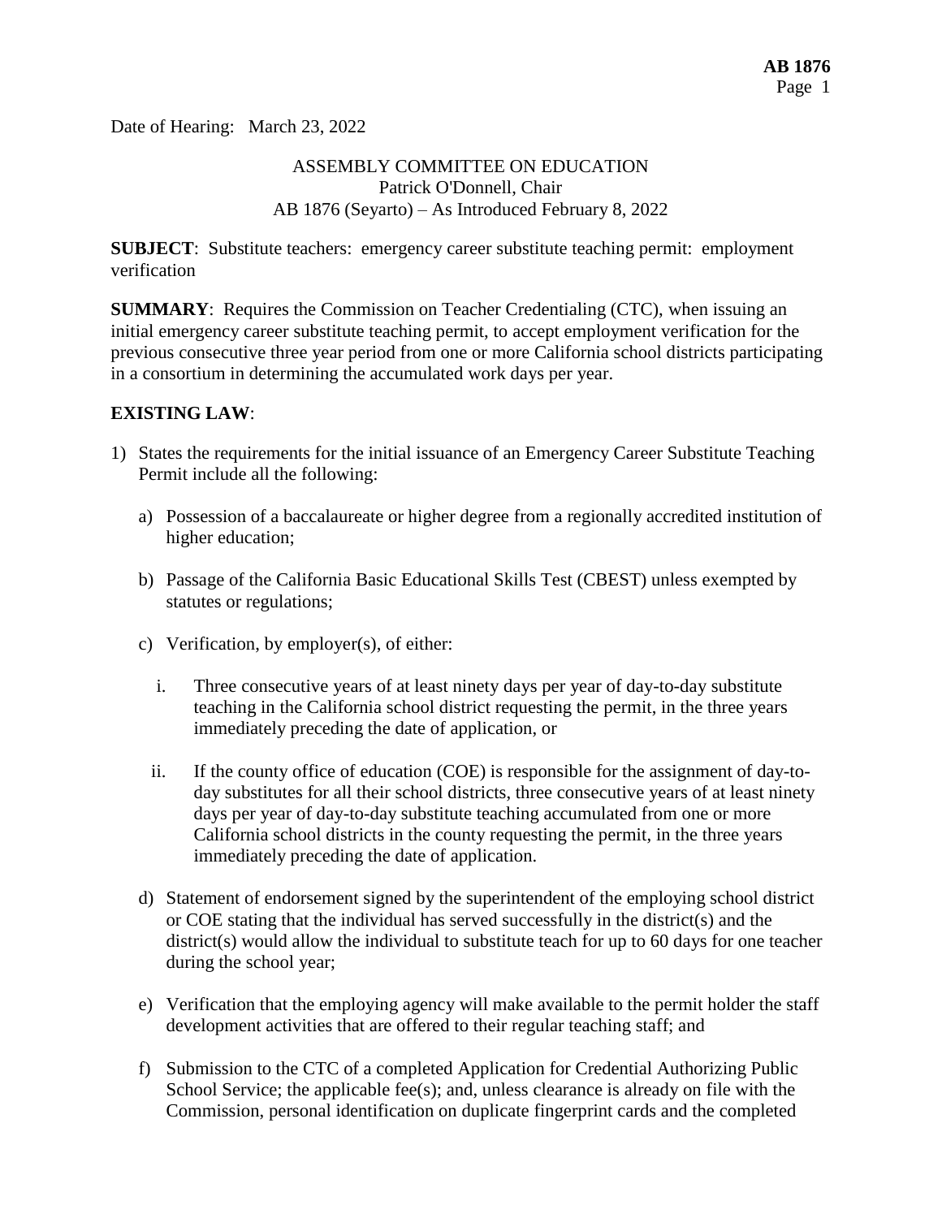Date of Hearing: March 23, 2022

ASSEMBLY COMMITTEE ON EDUCATION
Patrick O'Donnell, Chair
AB 1876 (Seyarto) – As Introduced February 8, 2022

**SUBJECT**: Substitute teachers: emergency career substitute teaching permit: employment verification

**SUMMARY**: Requires the Commission on Teacher Credentialing (CTC), when issuing an initial emergency career substitute teaching permit, to accept employment verification for the previous consecutive three year period from one or more California school districts participating in a consortium in determining the accumulated work days per year.

**EXISTING LAW**:

1) States the requirements for the initial issuance of an Emergency Career Substitute Teaching Permit include all the following:

   a) Possession of a baccalaureate or higher degree from a regionally accredited institution of higher education;

   b) Passage of the California Basic Educational Skills Test (CBEST) unless exempted by statutes or regulations;

   c) Verification, by employer(s), of either:

      i. Three consecutive years of at least ninety days per year of day-to-day substitute teaching in the California school district requesting the permit, in the three years immediately preceding the date of application, or

      ii. If the county office of education (COE) is responsible for the assignment of day-to-day substitutes for all their school districts, three consecutive years of at least ninety days per year of day-to-day substitute teaching accumulated from one or more California school districts in the county requesting the permit, in the three years immediately preceding the date of application.

   d) Statement of endorsement signed by the superintendent of the employing school district or COE stating that the individual has served successfully in the district(s) and the district(s) would allow the individual to substitute teach for up to 60 days for one teacher during the school year;

   e) Verification that the employing agency will make available to the permit holder the staff development activities that are offered to their regular teaching staff; and

   f) Submission to the CTC of a completed Application for Credential Authorizing Public School Service; the applicable fee(s); and, unless clearance is already on file with the Commission, personal identification on duplicate fingerprint cards and the completed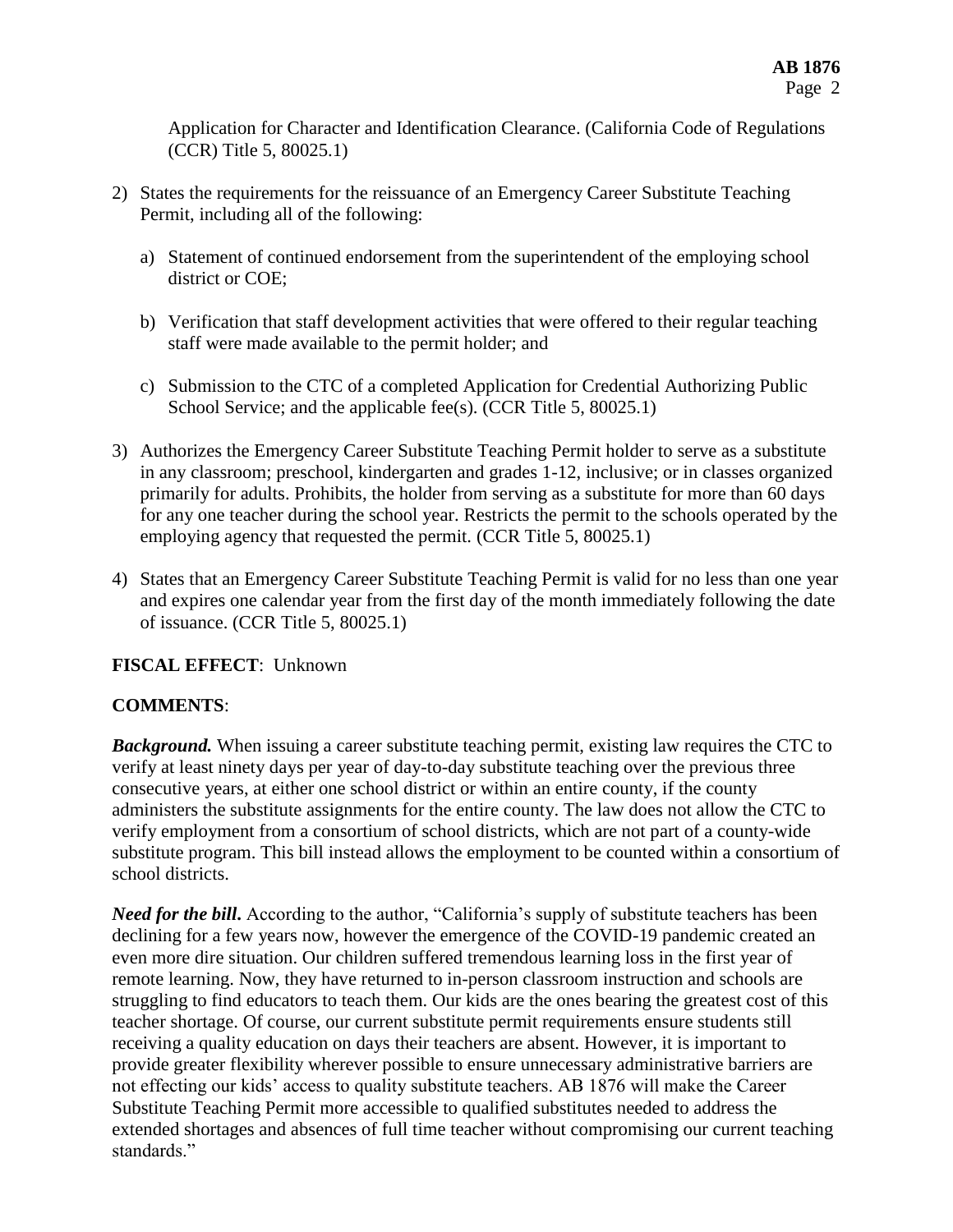Application for Character and Identification Clearance. (California Code of Regulations (CCR) Title 5, 80025.1)

2) States the requirements for the reissuance of an Emergency Career Substitute Teaching Permit, including all of the following:

   a) Statement of continued endorsement from the superintendent of the employing school district or COE;

   b) Verification that staff development activities that were offered to their regular teaching staff were made available to the permit holder; and

   c) Submission to the CTC of a completed Application for Credential Authorizing Public School Service; and the applicable fee(s). (CCR Title 5, 80025.1)

3) Authorizes the Emergency Career Substitute Teaching Permit holder to serve as a substitute in any classroom; preschool, kindergarten and grades 1-12, inclusive; or in classes organized primarily for adults. Prohibits, the holder from serving as a substitute for more than 60 days for any one teacher during the school year. Restricts the permit to the schools operated by the employing agency that requested the permit. (CCR Title 5, 80025.1)

4) States that an Emergency Career Substitute Teaching Permit is valid for no less than one year and expires one calendar year from the first day of the month immediately following the date of issuance. (CCR Title 5, 80025.1)

**FISCAL EFFECT**: Unknown

**COMMENTS**:

***Background.*** When issuing a career substitute teaching permit, existing law requires the CTC to verify at least ninety days per year of day-to-day substitute teaching over the previous three consecutive years, at either one school district or within an entire county, if the county administers the substitute assignments for the entire county. The law does not allow the CTC to verify employment from a consortium of school districts, which are not part of a county-wide substitute program. This bill instead allows the employment to be counted within a consortium of school districts.

***Need for the bill.*** According to the author, "California's supply of substitute teachers has been declining for a few years now, however the emergence of the COVID-19 pandemic created an even more dire situation. Our children suffered tremendous learning loss in the first year of remote learning. Now, they have returned to in-person classroom instruction and schools are struggling to find educators to teach them. Our kids are the ones bearing the greatest cost of this teacher shortage. Of course, our current substitute permit requirements ensure students still receiving a quality education on days their teachers are absent. However, it is important to provide greater flexibility wherever possible to ensure unnecessary administrative barriers are not effecting our kids' access to quality substitute teachers. AB 1876 will make the Career Substitute Teaching Permit more accessible to qualified substitutes needed to address the extended shortages and absences of full time teacher without compromising our current teaching standards."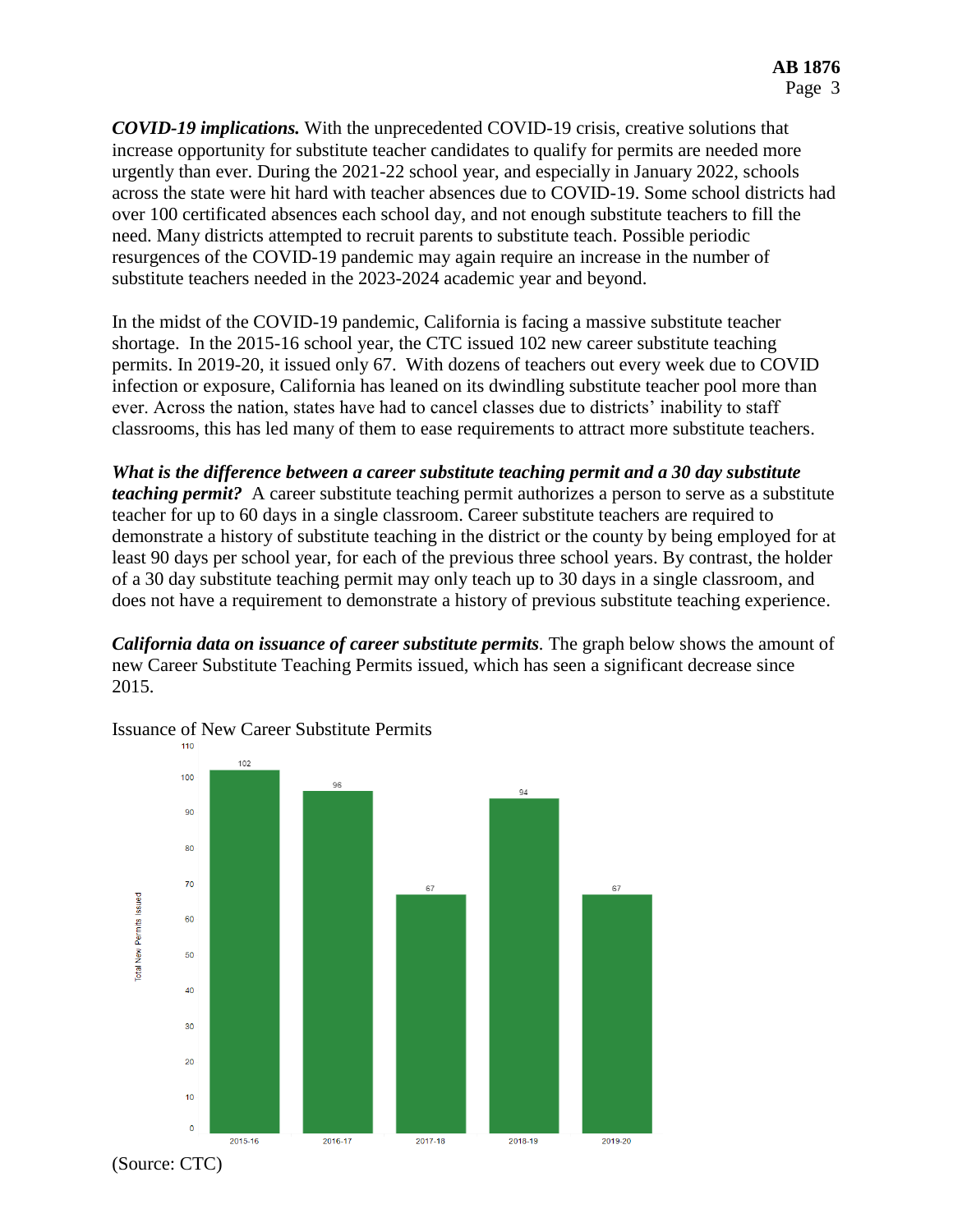***COVID-19 implications.*** With the unprecedented COVID-19 crisis, creative solutions that increase opportunity for substitute teacher candidates to qualify for permits are needed more urgently than ever. During the 2021-22 school year, and especially in January 2022, schools across the state were hit hard with teacher absences due to COVID-19. Some school districts had over 100 certificated absences each school day, and not enough substitute teachers to fill the need. Many districts attempted to recruit parents to substitute teach. Possible periodic resurgences of the COVID-19 pandemic may again require an increase in the number of substitute teachers needed in the 2023-2024 academic year and beyond.

In the midst of the COVID-19 pandemic, California is facing a massive substitute teacher shortage. In the 2015-16 school year, the CTC issued 102 new career substitute teaching permits. In 2019-20, it issued only 67. With dozens of teachers out every week due to COVID infection or exposure, California has leaned on its dwindling substitute teacher pool more than ever. Across the nation, states have had to cancel classes due to districts' inability to staff classrooms, this has led many of them to ease requirements to attract more substitute teachers.

***What is the difference between a career substitute teaching permit and a 30 day substitute teaching permit?*** A career substitute teaching permit authorizes a person to serve as a substitute teacher for up to 60 days in a single classroom. Career substitute teachers are required to demonstrate a history of substitute teaching in the district or the county by being employed for at least 90 days per school year, for each of the previous three school years. By contrast, the holder of a 30 day substitute teaching permit may only teach up to 30 days in a single classroom, and does not have a requirement to demonstrate a history of previous substitute teaching experience.

***California data on issuance of career substitute permits.*** The graph below shows the amount of new Career Substitute Teaching Permits issued, which has seen a significant decrease since 2015.

Issuance of New Career Substitute Permits

| School Year | Total New Permits Issued |
|---|---|
| 2015-16 | 102 |
| 2016-17 | 96 |
| 2017-18 | 67 |
| 2018-19 | 94 |
| 2019-20 | 67 |

(Source: CTC)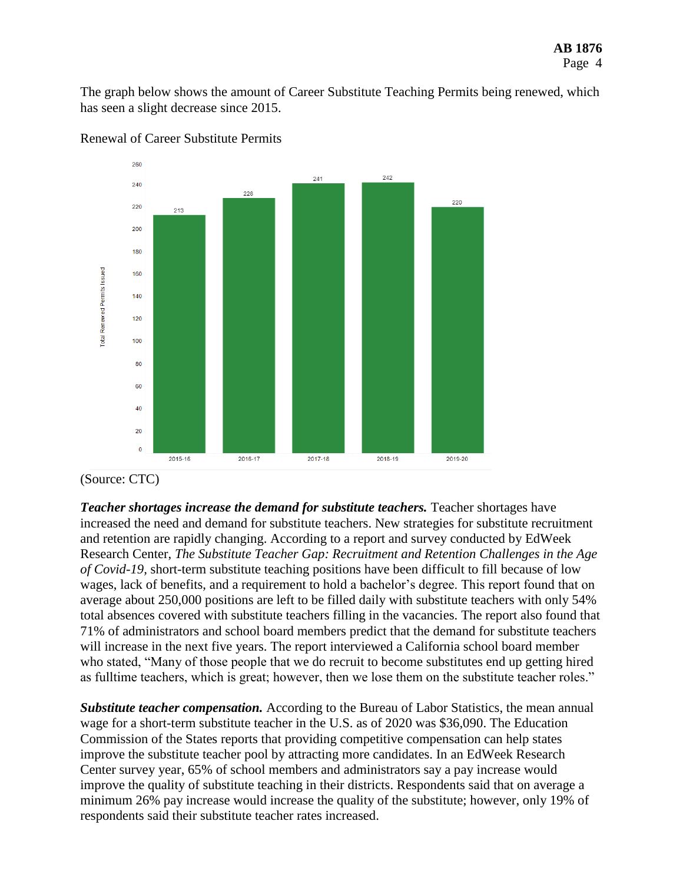The graph below shows the amount of Career Substitute Teaching Permits being renewed, which has seen a slight decrease since 2015.

Renewal of Career Substitute Permits

| Year | Total Renewed Permits Issued |
| --- | --- |
| 2015-16 | 213 |
| 2016-17 | 228 |
| 2017-18 | 241 |
| 2018-19 | 242 |
| 2019-20 | 220 |

(Source: CTC)

***Teacher shortages increase the demand for substitute teachers.*** Teacher shortages have increased the need and demand for substitute teachers. New strategies for substitute recruitment and retention are rapidly changing. According to a report and survey conducted by EdWeek Research Center, *The Substitute Teacher Gap: Recruitment and Retention Challenges in the Age of Covid-19*, short-term substitute teaching positions have been difficult to fill because of low wages, lack of benefits, and a requirement to hold a bachelor's degree. This report found that on average about 250,000 positions are left to be filled daily with substitute teachers with only 54% total absences covered with substitute teachers filling in the vacancies. The report also found that 71% of administrators and school board members predict that the demand for substitute teachers will increase in the next five years. The report interviewed a California school board member who stated, "Many of those people that we do recruit to become substitutes end up getting hired as fulltime teachers, which is great; however, then we lose them on the substitute teacher roles."

***Substitute teacher compensation.*** According to the Bureau of Labor Statistics, the mean annual wage for a short-term substitute teacher in the U.S. as of 2020 was $36,090. The Education Commission of the States reports that providing competitive compensation can help states improve the substitute teacher pool by attracting more candidates. In an EdWeek Research Center survey year, 65% of school members and administrators say a pay increase would improve the quality of substitute teaching in their districts. Respondents said that on average a minimum 26% pay increase would increase the quality of the substitute; however, only 19% of respondents said their substitute teacher rates increased.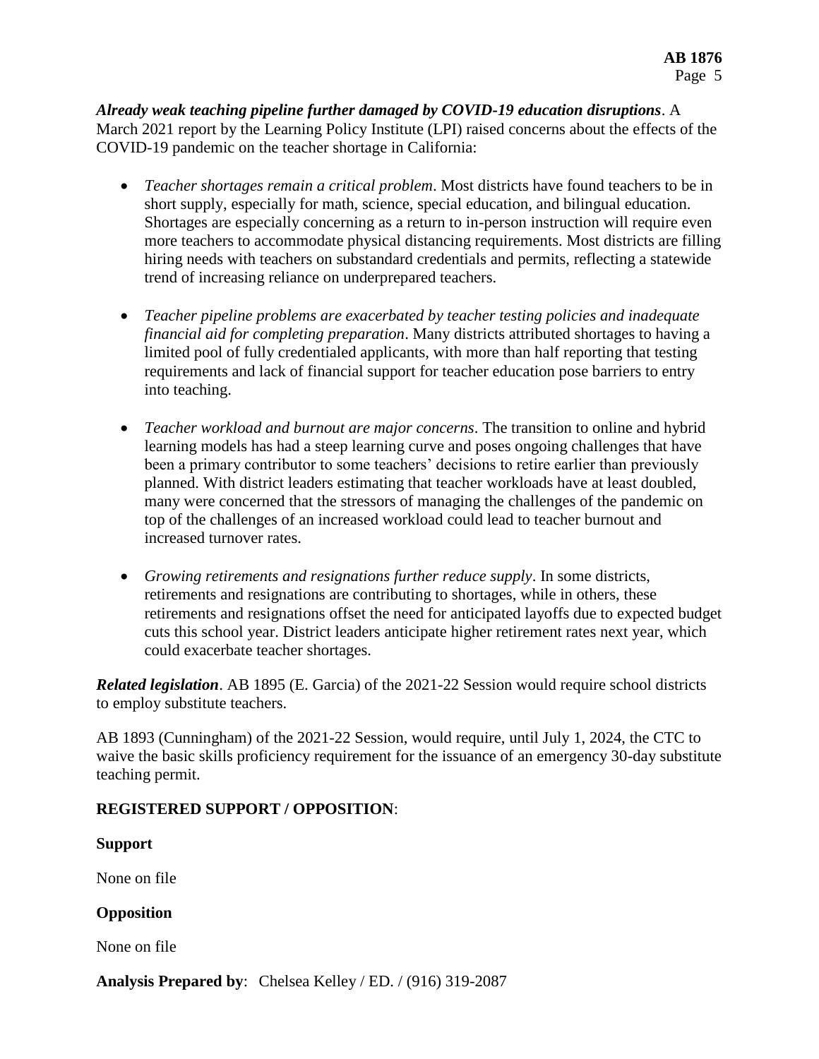***Already weak teaching pipeline further damaged by COVID-19 education disruptions***. A March 2021 report by the Learning Policy Institute (LPI) raised concerns about the effects of the COVID-19 pandemic on the teacher shortage in California:

- *Teacher shortages remain a critical problem*. Most districts have found teachers to be in short supply, especially for math, science, special education, and bilingual education. Shortages are especially concerning as a return to in-person instruction will require even more teachers to accommodate physical distancing requirements. Most districts are filling hiring needs with teachers on substandard credentials and permits, reflecting a statewide trend of increasing reliance on underprepared teachers.

- *Teacher pipeline problems are exacerbated by teacher testing policies and inadequate financial aid for completing preparation*. Many districts attributed shortages to having a limited pool of fully credentialed applicants, with more than half reporting that testing requirements and lack of financial support for teacher education pose barriers to entry into teaching.

- *Teacher workload and burnout are major concerns*. The transition to online and hybrid learning models has had a steep learning curve and poses ongoing challenges that have been a primary contributor to some teachers' decisions to retire earlier than previously planned. With district leaders estimating that teacher workloads have at least doubled, many were concerned that the stressors of managing the challenges of the pandemic on top of the challenges of an increased workload could lead to teacher burnout and increased turnover rates.

- *Growing retirements and resignations further reduce supply*. In some districts, retirements and resignations are contributing to shortages, while in others, these retirements and resignations offset the need for anticipated layoffs due to expected budget cuts this school year. District leaders anticipate higher retirement rates next year, which could exacerbate teacher shortages.

***Related legislation***. AB 1895 (E. Garcia) of the 2021-22 Session would require school districts to employ substitute teachers.

AB 1893 (Cunningham) of the 2021-22 Session, would require, until July 1, 2024, the CTC to waive the basic skills proficiency requirement for the issuance of an emergency 30-day substitute teaching permit.

**REGISTERED SUPPORT / OPPOSITION**:

**Support**

None on file

**Opposition**

None on file

**Analysis Prepared by**: Chelsea Kelley / ED. / (916) 319-2087